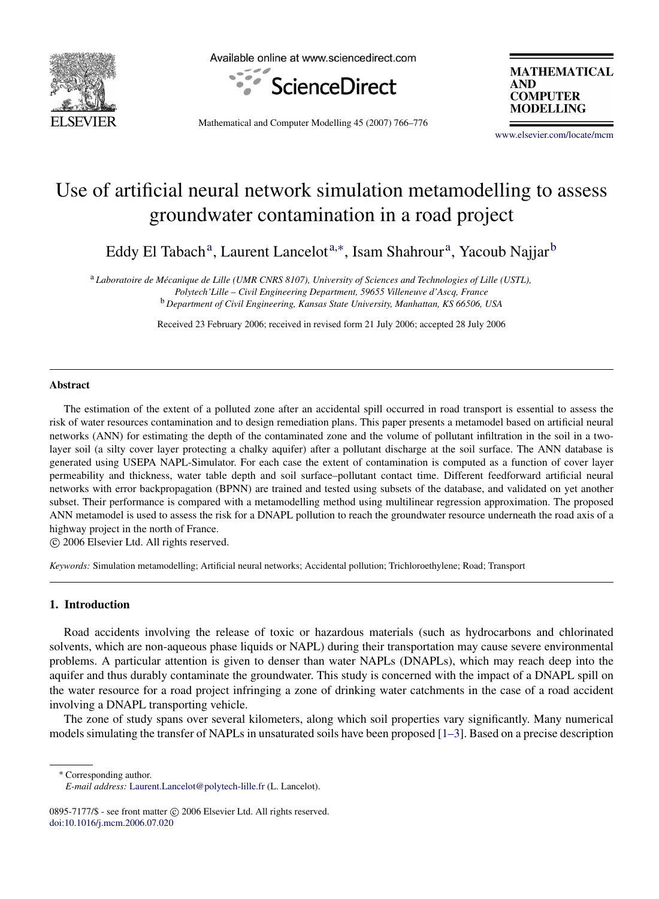# Use of artificial neural network simulation metamodelling to assess groundwater contamination in a road project

Eddy El Tabach[a], Laurent Lancelot[a,*], Isam Shahrour[a], Yacoub Najjar[b]

[a] *Laboratoire de Mécanique de Lille (UMR CNRS 8107), University of Sciences and Technologies of Lille (USTL), Polytech'Lille – Civil Engineering Department, 59655 Villeneuve d'Ascq, France*

[b] *Department of Civil Engineering, Kansas State University, Manhattan, KS 66506, USA*

Received 23 February 2006; received in revised form 21 July 2006; accepted 28 July 2006

## Abstract

The estimation of the extent of a polluted zone after an accidental spill occurred in road transport is essential to assess the risk of water resources contamination and to design remediation plans. This paper presents a metamodel based on artificial neural networks (ANN) for estimating the depth of the contaminated zone and the volume of pollutant infiltration in the soil in a two-layer soil (a silty cover layer protecting a chalky aquifer) after a pollutant discharge at the soil surface. The ANN database is generated using USEPA NAPL-Simulator. For each case the extent of contamination is computed as a function of cover layer permeability and thickness, water table depth and soil surface–pollutant contact time. Different feedforward artificial neural networks with error backpropagation (BPNN) are trained and tested using subsets of the database, and validated on yet another subset. Their performance is compared with a metamodelling method using multilinear regression approximation. The proposed ANN metamodel is used to assess the risk for a DNAPL pollution to reach the groundwater resource underneath the road axis of a highway project in the north of France.

© 2006 Elsevier Ltd. All rights reserved.

*Keywords:* Simulation metamodelling; Artificial neural networks; Accidental pollution; Trichloroethylene; Road; Transport

## 1. Introduction

Road accidents involving the release of toxic or hazardous materials (such as hydrocarbons and chlorinated solvents, which are non-aqueous phase liquids or NAPL) during their transportation may cause severe environmental problems. A particular attention is given to denser than water NAPLs (DNAPLs), which may reach deep into the aquifer and thus durably contaminate the groundwater. This study is concerned with the impact of a DNAPL spill on the water resource for a road project infringing a zone of drinking water catchments in the case of a road accident involving a DNAPL transporting vehicle.

The zone of study spans over several kilometers, along which soil properties vary significantly. Many numerical models simulating the transfer of NAPLs in unsaturated soils have been proposed [1–3]. Based on a precise description

---

* Corresponding author.

*E-mail address:* Laurent.Lancelot@polytech-lille.fr (L. Lancelot).

0895-7177/$ - see front matter © 2006 Elsevier Ltd. All rights reserved.
doi:10.1016/j.mcm.2006.07.020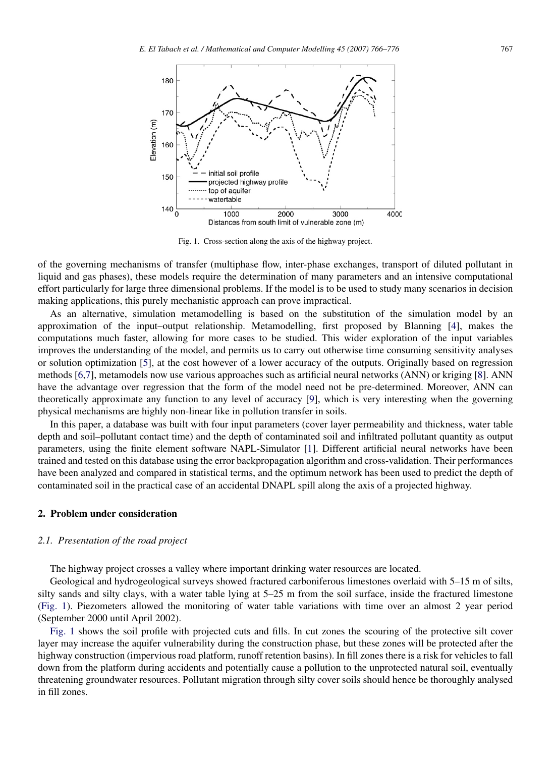Fig. 1. Cross-section along the axis of the highway project.

of the governing mechanisms of transfer (multiphase flow, inter-phase exchanges, transport of diluted pollutant in liquid and gas phases), these models require the determination of many parameters and an intensive computational effort particularly for large three dimensional problems. If the model is to be used to study many scenarios in decision making applications, this purely mechanistic approach can prove impractical.

As an alternative, simulation metamodelling is based on the substitution of the simulation model by an approximation of the input–output relationship. Metamodelling, first proposed by Blanning [4], makes the computations much faster, allowing for more cases to be studied. This wider exploration of the input variables improves the understanding of the model, and permits us to carry out otherwise time consuming sensitivity analyses or solution optimization [5], at the cost however of a lower accuracy of the outputs. Originally based on regression methods [6,7], metamodels now use various approaches such as artificial neural networks (ANN) or kriging [8]. ANN have the advantage over regression that the form of the model need not be pre-determined. Moreover, ANN can theoretically approximate any function to any level of accuracy [9], which is very interesting when the governing physical mechanisms are highly non-linear like in pollution transfer in soils.

In this paper, a database was built with four input parameters (cover layer permeability and thickness, water table depth and soil–pollutant contact time) and the depth of contaminated soil and infiltrated pollutant quantity as output parameters, using the finite element software NAPL-Simulator [1]. Different artificial neural networks have been trained and tested on this database using the error backpropagation algorithm and cross-validation. Their performances have been analyzed and compared in statistical terms, and the optimum network has been used to predict the depth of contaminated soil in the practical case of an accidental DNAPL spill along the axis of a projected highway.

## 2. Problem under consideration

### *2.1. Presentation of the road project*

The highway project crosses a valley where important drinking water resources are located.

Geological and hydrogeological surveys showed fractured carboniferous limestones overlaid with 5–15 m of silts, silty sands and silty clays, with a water table lying at 5–25 m from the soil surface, inside the fractured limestone (Fig. 1). Piezometers allowed the monitoring of water table variations with time over an almost 2 year period (September 2000 until April 2002).

Fig. 1 shows the soil profile with projected cuts and fills. In cut zones the scouring of the protective silt cover layer may increase the aquifer vulnerability during the construction phase, but these zones will be protected after the highway construction (impervious road platform, runoff retention basins). In fill zones there is a risk for vehicles to fall down from the platform during accidents and potentially cause a pollution to the unprotected natural soil, eventually threatening groundwater resources. Pollutant migration through silty cover soils should hence be thoroughly analysed in fill zones.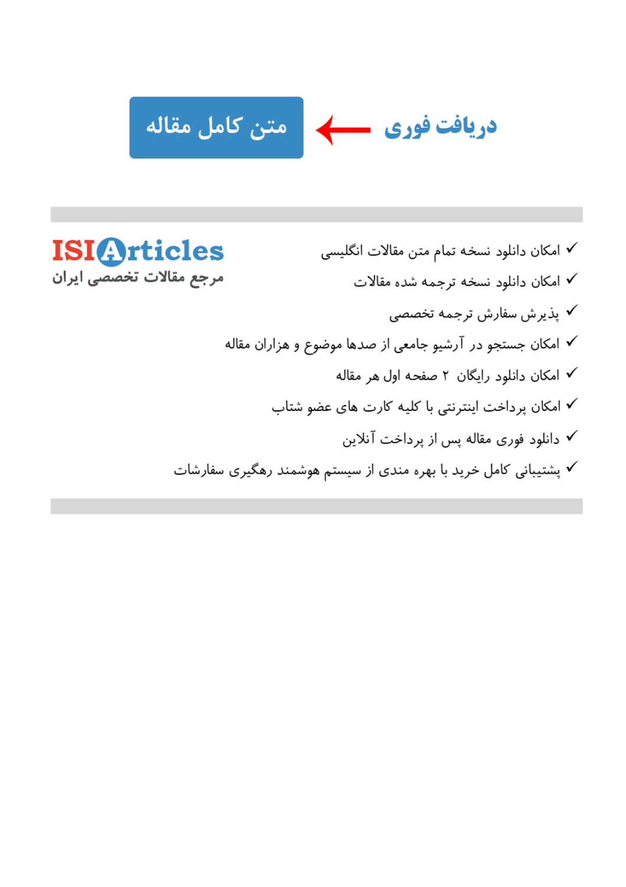دریافت فوری ← متن کامل مقاله

ISIArticles
مرجع مقالات تخصصی ایران

- ✓ امکان دانلود نسخه تمام متن مقالات انگلیسی
- ✓ امکان دانلود نسخه ترجمه شده مقالات
- ✓ پذیرش سفارش ترجمه تخصصی
- ✓ امکان جستجو در آرشیو جامعی از صدها موضوع و هزاران مقاله
- ✓ امکان دانلود رایگان ۲ صفحه اول هر مقاله
- ✓ امکان پرداخت اینترنتی با کلیه کارت های عضو شتاب
- ✓ دانلود فوری مقاله پس از پرداخت آنلاین
- ✓ پشتیبانی کامل خرید با بهره مندی از سیستم هوشمند رهگیری سفارشات